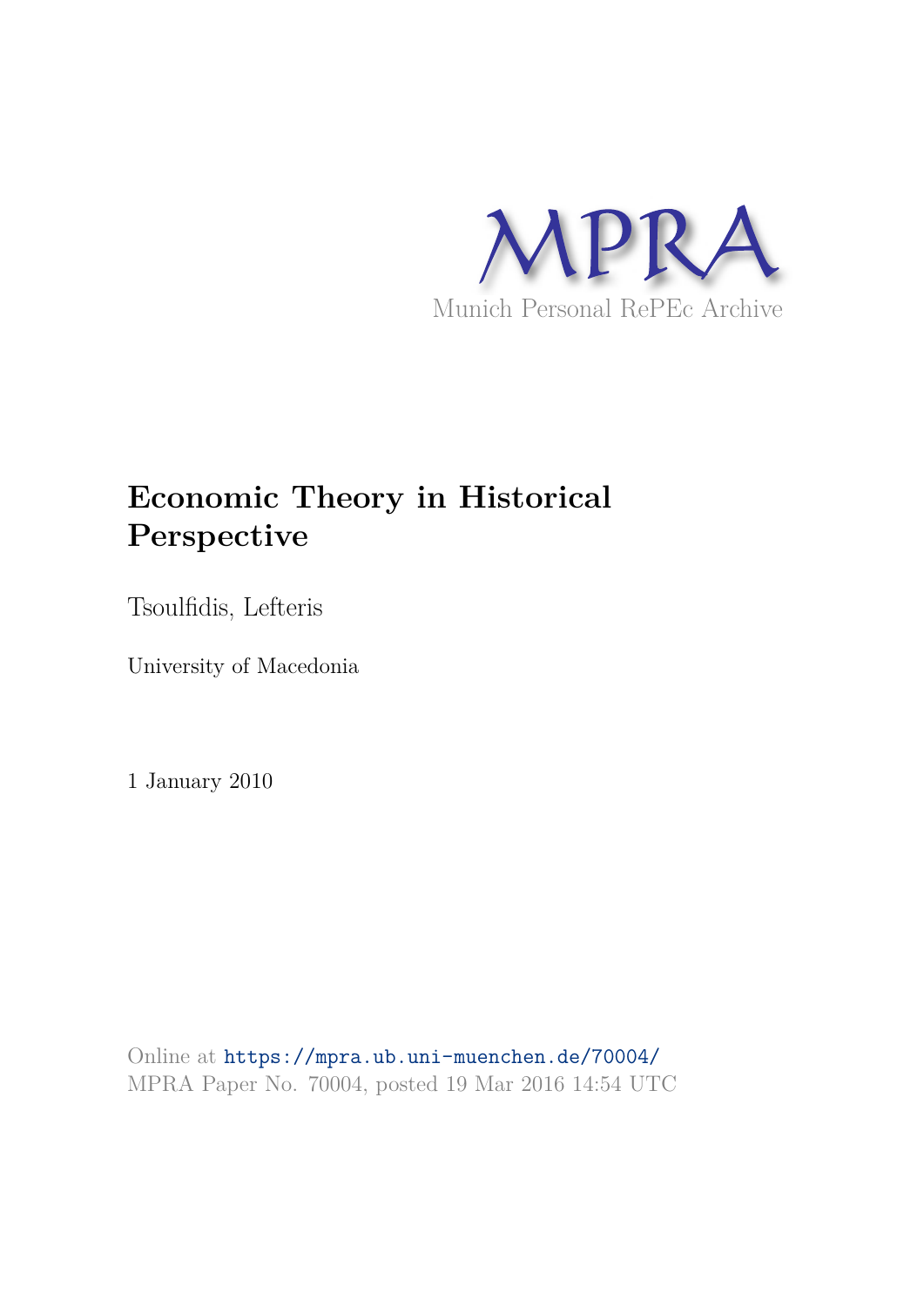MPRA

Munich Personal RePEc Archive

# Economic Theory in Historical Perspective

Tsoulfidis, Lefteris

University of Macedonia

1 January 2010

Online at https://mpra.ub.uni-muenchen.de/70004/
MPRA Paper No. 70004, posted 19 Mar 2016 14:54 UTC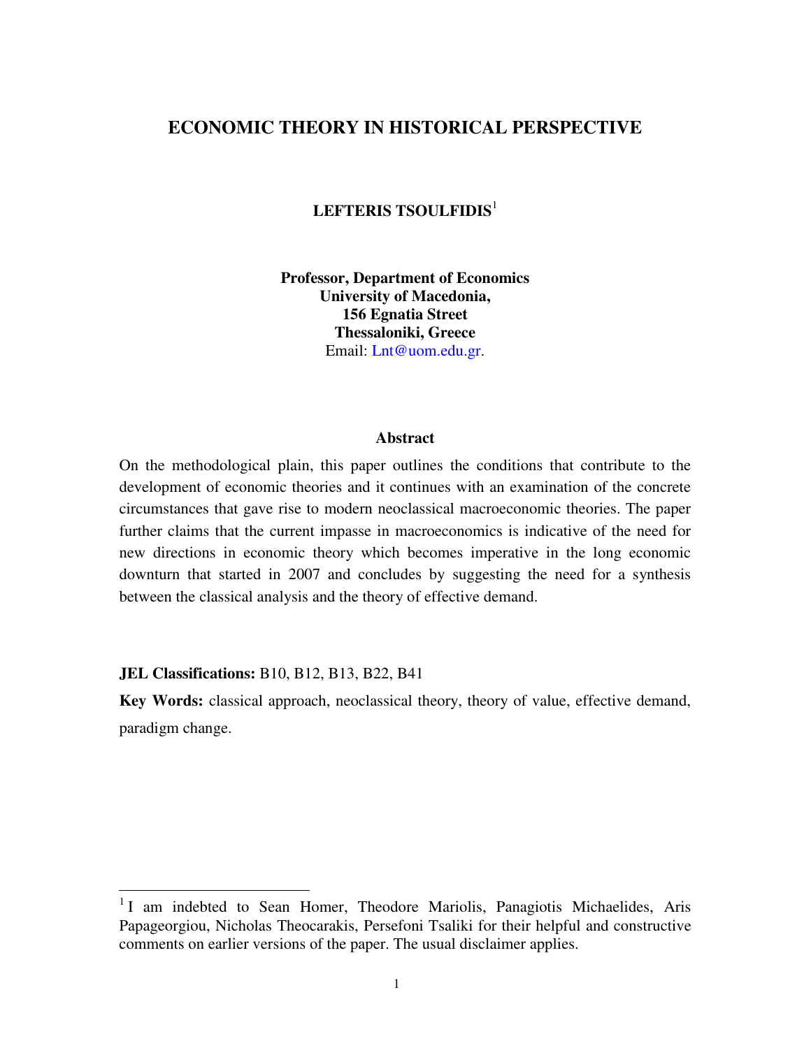# ECONOMIC THEORY IN HISTORICAL PERSPECTIVE

**LEFTERIS TSOULFIDIS**[1]

**Professor, Department of Economics**
**University of Macedonia,**
**156 Egnatia Street**
**Thessaloniki, Greece**
Email: Lnt@uom.edu.gr.

### Abstract

On the methodological plain, this paper outlines the conditions that contribute to the development of economic theories and it continues with an examination of the concrete circumstances that gave rise to modern neoclassical macroeconomic theories. The paper further claims that the current impasse in macroeconomics is indicative of the need for new directions in economic theory which becomes imperative in the long economic downturn that started in 2007 and concludes by suggesting the need for a synthesis between the classical analysis and the theory of effective demand.

**JEL Classifications:** B10, B12, B13, B22, B41

**Key Words:** classical approach, neoclassical theory, theory of value, effective demand, paradigm change.

---

[1] I am indebted to Sean Homer, Theodore Mariolis, Panagiotis Michaelides, Aris Papageorgiou, Nicholas Theocarakis, Persefoni Tsaliki for their helpful and constructive comments on earlier versions of the paper. The usual disclaimer applies.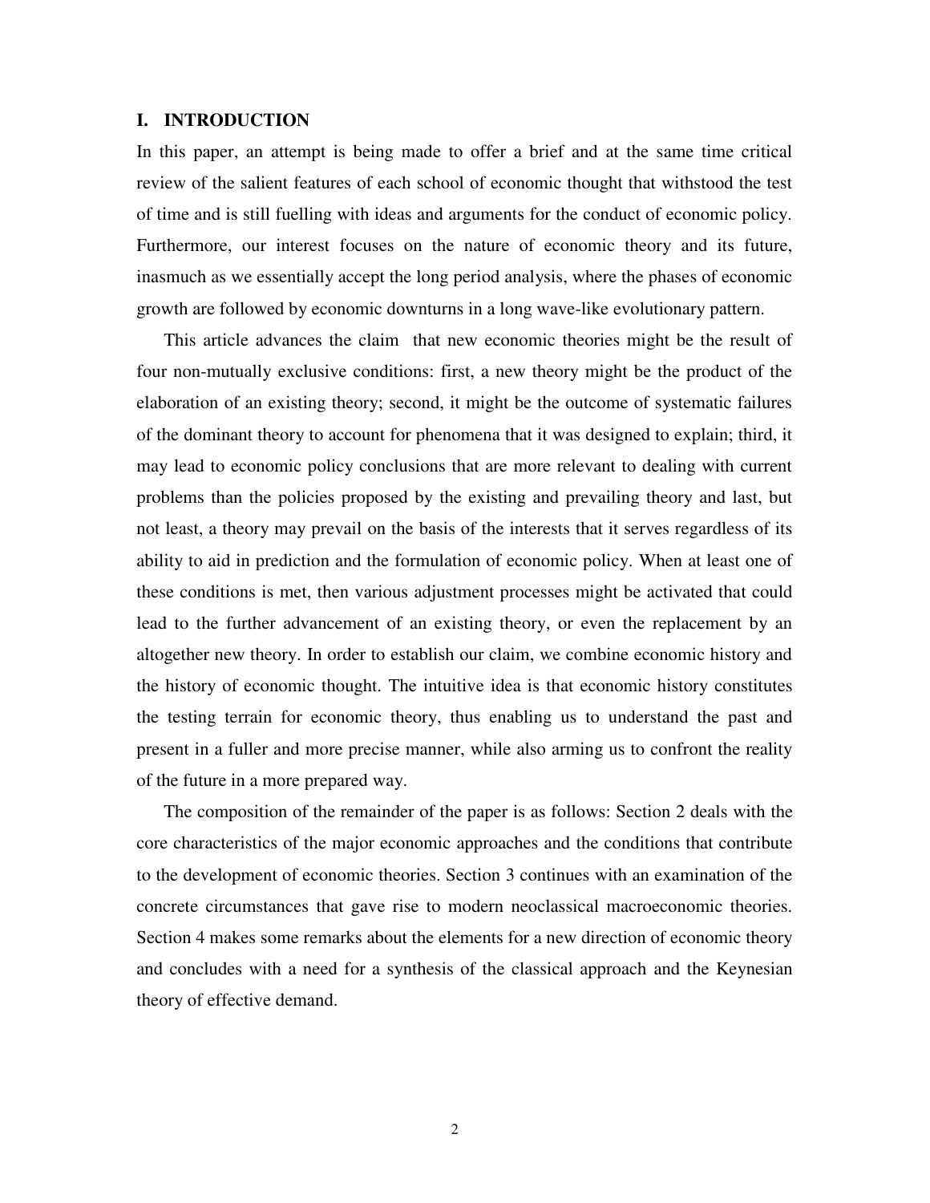## I. INTRODUCTION

In this paper, an attempt is being made to offer a brief and at the same time critical review of the salient features of each school of economic thought that withstood the test of time and is still fuelling with ideas and arguments for the conduct of economic policy. Furthermore, our interest focuses on the nature of economic theory and its future, inasmuch as we essentially accept the long period analysis, where the phases of economic growth are followed by economic downturns in a long wave-like evolutionary pattern.

This article advances the claim that new economic theories might be the result of four non-mutually exclusive conditions: first, a new theory might be the product of the elaboration of an existing theory; second, it might be the outcome of systematic failures of the dominant theory to account for phenomena that it was designed to explain; third, it may lead to economic policy conclusions that are more relevant to dealing with current problems than the policies proposed by the existing and prevailing theory and last, but not least, a theory may prevail on the basis of the interests that it serves regardless of its ability to aid in prediction and the formulation of economic policy. When at least one of these conditions is met, then various adjustment processes might be activated that could lead to the further advancement of an existing theory, or even the replacement by an altogether new theory. In order to establish our claim, we combine economic history and the history of economic thought. The intuitive idea is that economic history constitutes the testing terrain for economic theory, thus enabling us to understand the past and present in a fuller and more precise manner, while also arming us to confront the reality of the future in a more prepared way.

The composition of the remainder of the paper is as follows: Section 2 deals with the core characteristics of the major economic approaches and the conditions that contribute to the development of economic theories. Section 3 continues with an examination of the concrete circumstances that gave rise to modern neoclassical macroeconomic theories. Section 4 makes some remarks about the elements for a new direction of economic theory and concludes with a need for a synthesis of the classical approach and the Keynesian theory of effective demand.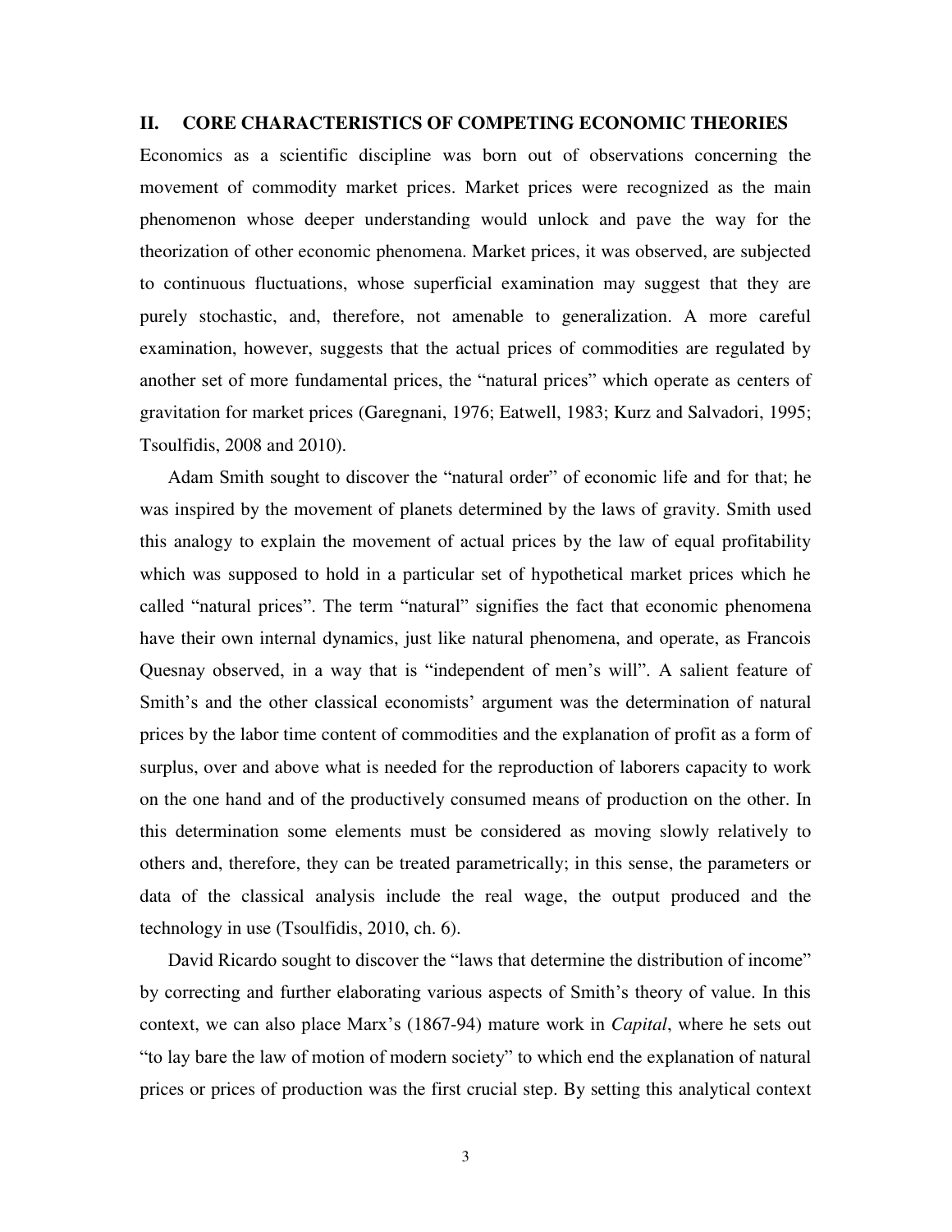## II. CORE CHARACTERISTICS OF COMPETING ECONOMIC THEORIES

Economics as a scientific discipline was born out of observations concerning the movement of commodity market prices. Market prices were recognized as the main phenomenon whose deeper understanding would unlock and pave the way for the theorization of other economic phenomena. Market prices, it was observed, are subjected to continuous fluctuations, whose superficial examination may suggest that they are purely stochastic, and, therefore, not amenable to generalization. A more careful examination, however, suggests that the actual prices of commodities are regulated by another set of more fundamental prices, the "natural prices" which operate as centers of gravitation for market prices (Garegnani, 1976; Eatwell, 1983; Kurz and Salvadori, 1995; Tsoulfidis, 2008 and 2010).

Adam Smith sought to discover the "natural order" of economic life and for that; he was inspired by the movement of planets determined by the laws of gravity. Smith used this analogy to explain the movement of actual prices by the law of equal profitability which was supposed to hold in a particular set of hypothetical market prices which he called "natural prices". The term "natural" signifies the fact that economic phenomena have their own internal dynamics, just like natural phenomena, and operate, as Francois Quesnay observed, in a way that is "independent of men's will". A salient feature of Smith's and the other classical economists' argument was the determination of natural prices by the labor time content of commodities and the explanation of profit as a form of surplus, over and above what is needed for the reproduction of laborers capacity to work on the one hand and of the productively consumed means of production on the other. In this determination some elements must be considered as moving slowly relatively to others and, therefore, they can be treated parametrically; in this sense, the parameters or data of the classical analysis include the real wage, the output produced and the technology in use (Tsoulfidis, 2010, ch. 6).

David Ricardo sought to discover the "laws that determine the distribution of income" by correcting and further elaborating various aspects of Smith's theory of value. In this context, we can also place Marx's (1867-94) mature work in *Capital*, where he sets out "to lay bare the law of motion of modern society" to which end the explanation of natural prices or prices of production was the first crucial step. By setting this analytical context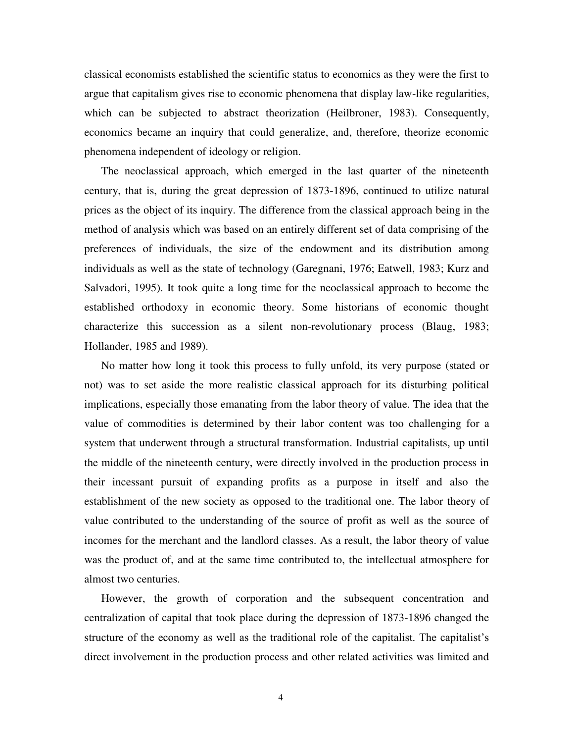classical economists established the scientific status to economics as they were the first to argue that capitalism gives rise to economic phenomena that display law-like regularities, which can be subjected to abstract theorization (Heilbroner, 1983). Consequently, economics became an inquiry that could generalize, and, therefore, theorize economic phenomena independent of ideology or religion.

The neoclassical approach, which emerged in the last quarter of the nineteenth century, that is, during the great depression of 1873-1896, continued to utilize natural prices as the object of its inquiry. The difference from the classical approach being in the method of analysis which was based on an entirely different set of data comprising of the preferences of individuals, the size of the endowment and its distribution among individuals as well as the state of technology (Garegnani, 1976; Eatwell, 1983; Kurz and Salvadori, 1995). It took quite a long time for the neoclassical approach to become the established orthodoxy in economic theory. Some historians of economic thought characterize this succession as a silent non-revolutionary process (Blaug, 1983; Hollander, 1985 and 1989).

No matter how long it took this process to fully unfold, its very purpose (stated or not) was to set aside the more realistic classical approach for its disturbing political implications, especially those emanating from the labor theory of value. The idea that the value of commodities is determined by their labor content was too challenging for a system that underwent through a structural transformation. Industrial capitalists, up until the middle of the nineteenth century, were directly involved in the production process in their incessant pursuit of expanding profits as a purpose in itself and also the establishment of the new society as opposed to the traditional one. The labor theory of value contributed to the understanding of the source of profit as well as the source of incomes for the merchant and the landlord classes. As a result, the labor theory of value was the product of, and at the same time contributed to, the intellectual atmosphere for almost two centuries.

However, the growth of corporation and the subsequent concentration and centralization of capital that took place during the depression of 1873-1896 changed the structure of the economy as well as the traditional role of the capitalist. The capitalist's direct involvement in the production process and other related activities was limited and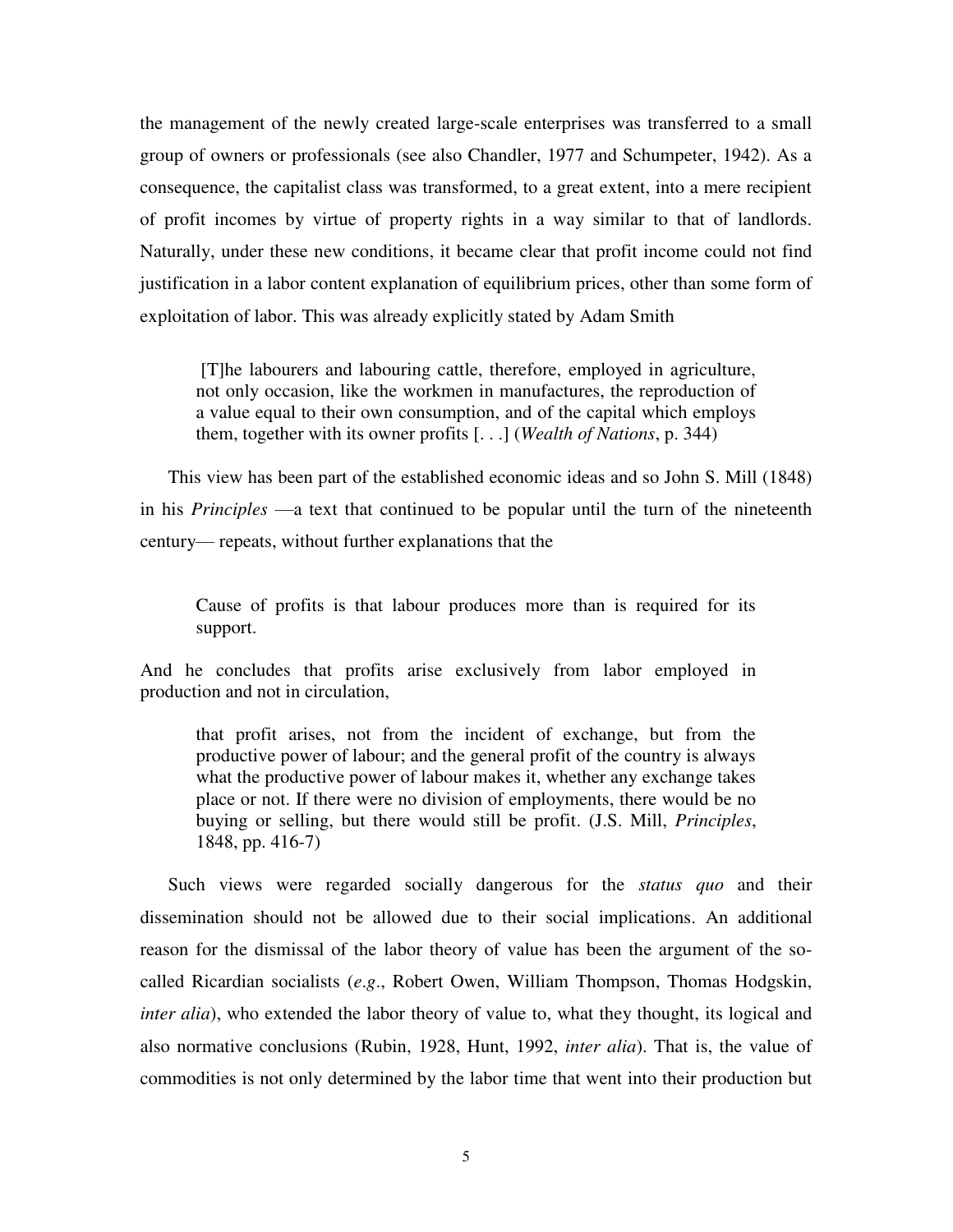the management of the newly created large-scale enterprises was transferred to a small group of owners or professionals (see also Chandler, 1977 and Schumpeter, 1942). As a consequence, the capitalist class was transformed, to a great extent, into a mere recipient of profit incomes by virtue of property rights in a way similar to that of landlords. Naturally, under these new conditions, it became clear that profit income could not find justification in a labor content explanation of equilibrium prices, other than some form of exploitation of labor. This was already explicitly stated by Adam Smith

> [T]he labourers and labouring cattle, therefore, employed in agriculture, not only occasion, like the workmen in manufactures, the reproduction of a value equal to their own consumption, and of the capital which employs them, together with its owner profits [. . .] (*Wealth of Nations*, p. 344)

This view has been part of the established economic ideas and so John S. Mill (1848) in his *Principles* —a text that continued to be popular until the turn of the nineteenth century— repeats, without further explanations that the

> Cause of profits is that labour produces more than is required for its support.

And he concludes that profits arise exclusively from labor employed in production and not in circulation,

> that profit arises, not from the incident of exchange, but from the productive power of labour; and the general profit of the country is always what the productive power of labour makes it, whether any exchange takes place or not. If there were no division of employments, there would be no buying or selling, but there would still be profit. (J.S. Mill, *Principles*, 1848, pp. 416-7)

Such views were regarded socially dangerous for the *status quo* and their dissemination should not be allowed due to their social implications. An additional reason for the dismissal of the labor theory of value has been the argument of the so-called Ricardian socialists (*e.g*., Robert Owen, William Thompson, Thomas Hodgskin, *inter alia*), who extended the labor theory of value to, what they thought, its logical and also normative conclusions (Rubin, 1928, Hunt, 1992, *inter alia*). That is, the value of commodities is not only determined by the labor time that went into their production but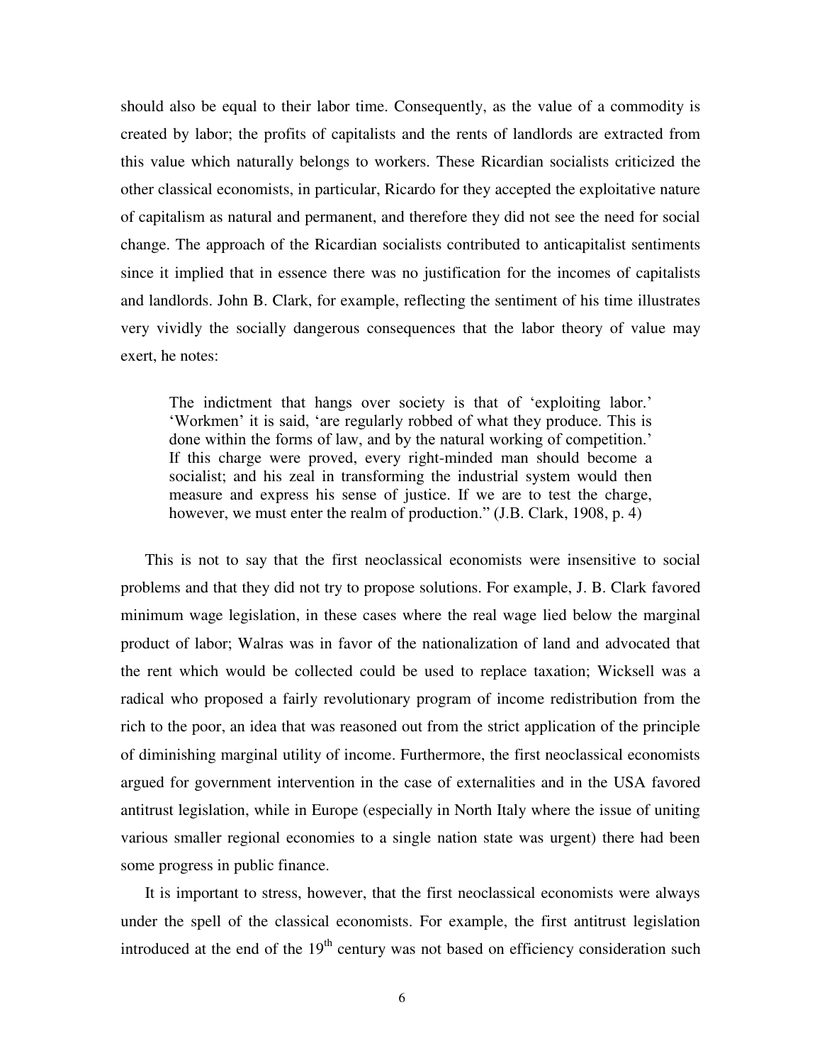should also be equal to their labor time. Consequently, as the value of a commodity is created by labor; the profits of capitalists and the rents of landlords are extracted from this value which naturally belongs to workers. These Ricardian socialists criticized the other classical economists, in particular, Ricardo for they accepted the exploitative nature of capitalism as natural and permanent, and therefore they did not see the need for social change. The approach of the Ricardian socialists contributed to anticapitalist sentiments since it implied that in essence there was no justification for the incomes of capitalists and landlords. John B. Clark, for example, reflecting the sentiment of his time illustrates very vividly the socially dangerous consequences that the labor theory of value may exert, he notes:

> The indictment that hangs over society is that of 'exploiting labor.' 'Workmen' it is said, 'are regularly robbed of what they produce. This is done within the forms of law, and by the natural working of competition.' If this charge were proved, every right-minded man should become a socialist; and his zeal in transforming the industrial system would then measure and express his sense of justice. If we are to test the charge, however, we must enter the realm of production." (J.B. Clark, 1908, p. 4)

This is not to say that the first neoclassical economists were insensitive to social problems and that they did not try to propose solutions. For example, J. B. Clark favored minimum wage legislation, in these cases where the real wage lied below the marginal product of labor; Walras was in favor of the nationalization of land and advocated that the rent which would be collected could be used to replace taxation; Wicksell was a radical who proposed a fairly revolutionary program of income redistribution from the rich to the poor, an idea that was reasoned out from the strict application of the principle of diminishing marginal utility of income. Furthermore, the first neoclassical economists argued for government intervention in the case of externalities and in the USA favored antitrust legislation, while in Europe (especially in North Italy where the issue of uniting various smaller regional economies to a single nation state was urgent) there had been some progress in public finance.

It is important to stress, however, that the first neoclassical economists were always under the spell of the classical economists. For example, the first antitrust legislation introduced at the end of the 19th century was not based on efficiency consideration such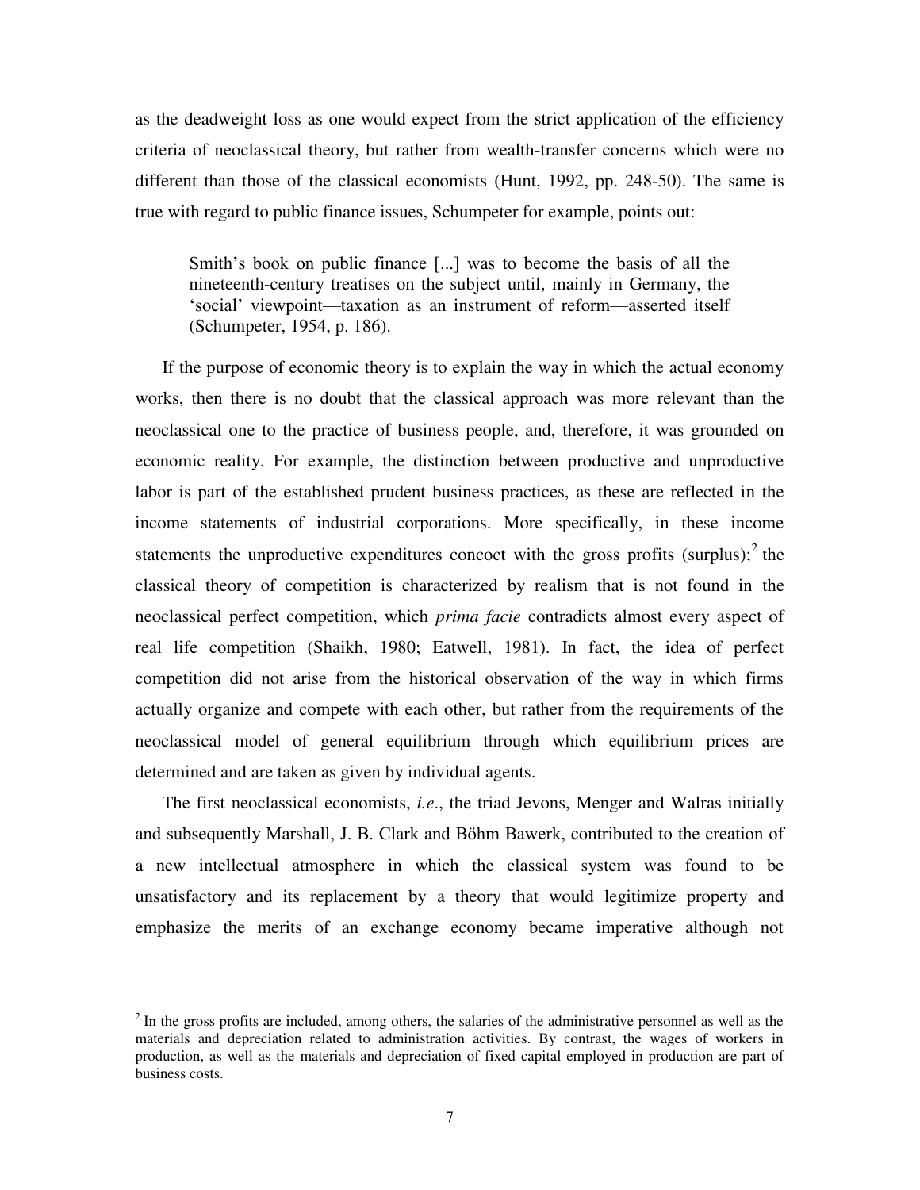as the deadweight loss as one would expect from the strict application of the efficiency criteria of neoclassical theory, but rather from wealth-transfer concerns which were no different than those of the classical economists (Hunt, 1992, pp. 248-50). The same is true with regard to public finance issues, Schumpeter for example, points out:

> Smith's book on public finance [...] was to become the basis of all the nineteenth-century treatises on the subject until, mainly in Germany, the 'social' viewpoint—taxation as an instrument of reform—asserted itself (Schumpeter, 1954, p. 186).

If the purpose of economic theory is to explain the way in which the actual economy works, then there is no doubt that the classical approach was more relevant than the neoclassical one to the practice of business people, and, therefore, it was grounded on economic reality. For example, the distinction between productive and unproductive labor is part of the established prudent business practices, as these are reflected in the income statements of industrial corporations. More specifically, in these income statements the unproductive expenditures concoct with the gross profits (surplus);[2] the classical theory of competition is characterized by realism that is not found in the neoclassical perfect competition, which *prima facie* contradicts almost every aspect of real life competition (Shaikh, 1980; Eatwell, 1981). In fact, the idea of perfect competition did not arise from the historical observation of the way in which firms actually organize and compete with each other, but rather from the requirements of the neoclassical model of general equilibrium through which equilibrium prices are determined and are taken as given by individual agents.

The first neoclassical economists, *i.e*., the triad Jevons, Menger and Walras initially and subsequently Marshall, J. B. Clark and Böhm Bawerk, contributed to the creation of a new intellectual atmosphere in which the classical system was found to be unsatisfactory and its replacement by a theory that would legitimize property and emphasize the merits of an exchange economy became imperative although not

---

[2] In the gross profits are included, among others, the salaries of the administrative personnel as well as the materials and depreciation related to administration activities. By contrast, the wages of workers in production, as well as the materials and depreciation of fixed capital employed in production are part of business costs.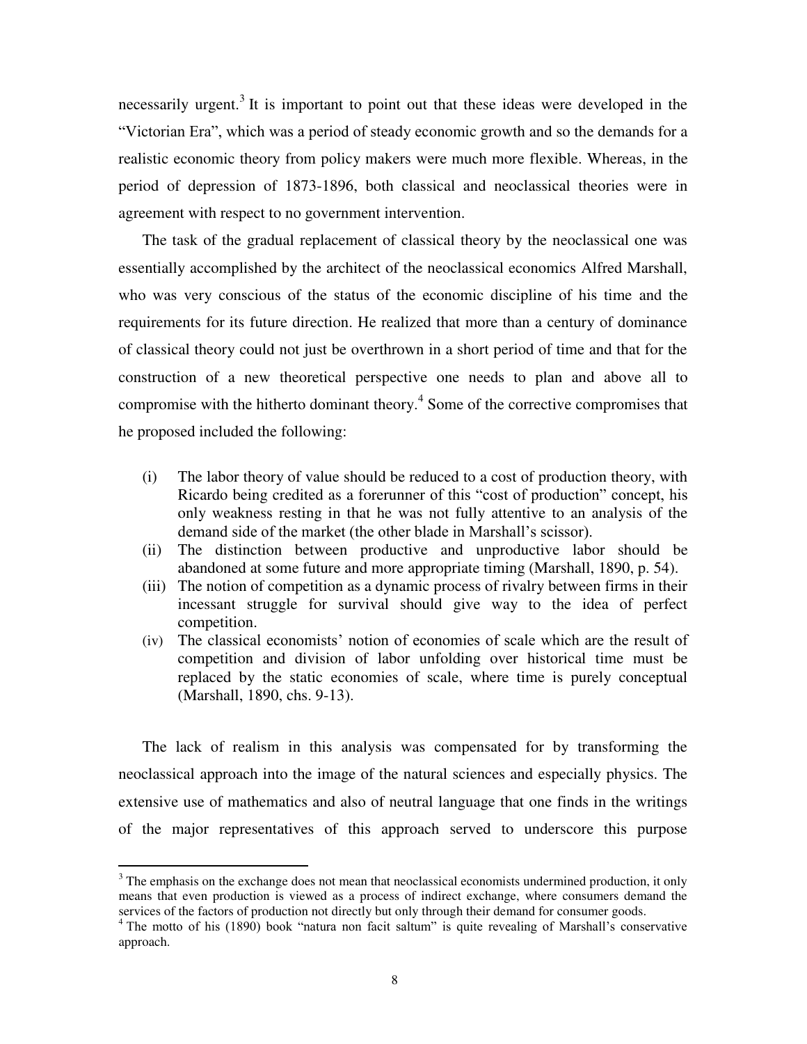necessarily urgent.[3] It is important to point out that these ideas were developed in the "Victorian Era", which was a period of steady economic growth and so the demands for a realistic economic theory from policy makers were much more flexible. Whereas, in the period of depression of 1873-1896, both classical and neoclassical theories were in agreement with respect to no government intervention.

The task of the gradual replacement of classical theory by the neoclassical one was essentially accomplished by the architect of the neoclassical economics Alfred Marshall, who was very conscious of the status of the economic discipline of his time and the requirements for its future direction. He realized that more than a century of dominance of classical theory could not just be overthrown in a short period of time and that for the construction of a new theoretical perspective one needs to plan and above all to compromise with the hitherto dominant theory.[4] Some of the corrective compromises that he proposed included the following:

(i) The labor theory of value should be reduced to a cost of production theory, with Ricardo being credited as a forerunner of this "cost of production" concept, his only weakness resting in that he was not fully attentive to an analysis of the demand side of the market (the other blade in Marshall's scissor).

(ii) The distinction between productive and unproductive labor should be abandoned at some future and more appropriate timing (Marshall, 1890, p. 54).

(iii) The notion of competition as a dynamic process of rivalry between firms in their incessant struggle for survival should give way to the idea of perfect competition.

(iv) The classical economists' notion of economies of scale which are the result of competition and division of labor unfolding over historical time must be replaced by the static economies of scale, where time is purely conceptual (Marshall, 1890, chs. 9-13).

The lack of realism in this analysis was compensated for by transforming the neoclassical approach into the image of the natural sciences and especially physics. The extensive use of mathematics and also of neutral language that one finds in the writings of the major representatives of this approach served to underscore this purpose

[3] The emphasis on the exchange does not mean that neoclassical economists undermined production, it only means that even production is viewed as a process of indirect exchange, where consumers demand the services of the factors of production not directly but only through their demand for consumer goods.

[4] The motto of his (1890) book "natura non facit saltum" is quite revealing of Marshall's conservative approach.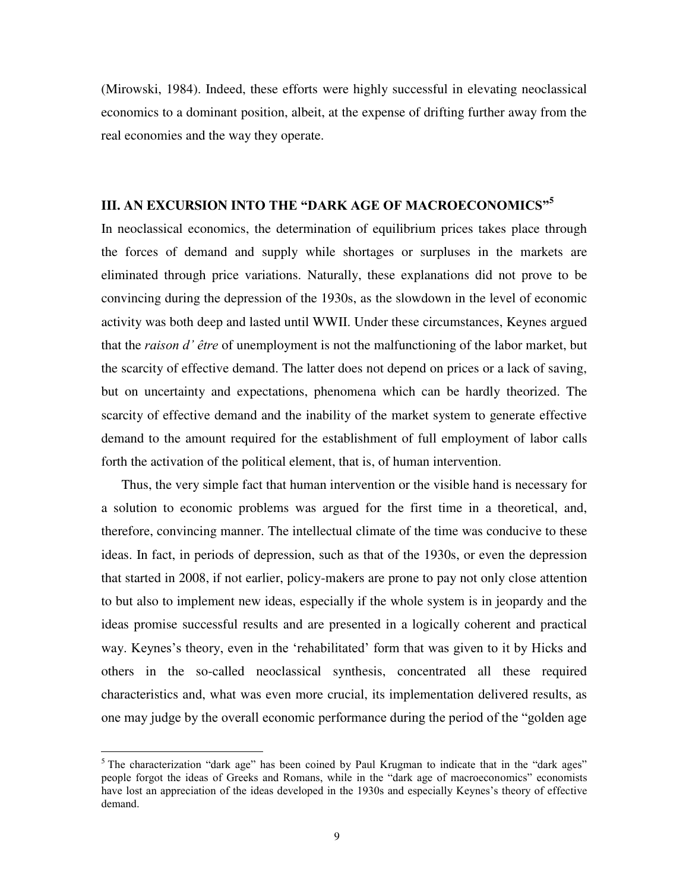(Mirowski, 1984). Indeed, these efforts were highly successful in elevating neoclassical economics to a dominant position, albeit, at the expense of drifting further away from the real economies and the way they operate.

## III. AN EXCURSION INTO THE "DARK AGE OF MACROECONOMICS"[5]

In neoclassical economics, the determination of equilibrium prices takes place through the forces of demand and supply while shortages or surpluses in the markets are eliminated through price variations. Naturally, these explanations did not prove to be convincing during the depression of the 1930s, as the slowdown in the level of economic activity was both deep and lasted until WWII. Under these circumstances, Keynes argued that the *raison d' être* of unemployment is not the malfunctioning of the labor market, but the scarcity of effective demand. The latter does not depend on prices or a lack of saving, but on uncertainty and expectations, phenomena which can be hardly theorized. The scarcity of effective demand and the inability of the market system to generate effective demand to the amount required for the establishment of full employment of labor calls forth the activation of the political element, that is, of human intervention.

Thus, the very simple fact that human intervention or the visible hand is necessary for a solution to economic problems was argued for the first time in a theoretical, and, therefore, convincing manner. The intellectual climate of the time was conducive to these ideas. In fact, in periods of depression, such as that of the 1930s, or even the depression that started in 2008, if not earlier, policy-makers are prone to pay not only close attention to but also to implement new ideas, especially if the whole system is in jeopardy and the ideas promise successful results and are presented in a logically coherent and practical way. Keynes's theory, even in the 'rehabilitated' form that was given to it by Hicks and others in the so-called neoclassical synthesis, concentrated all these required characteristics and, what was even more crucial, its implementation delivered results, as one may judge by the overall economic performance during the period of the "golden age

[5] The characterization "dark age" has been coined by Paul Krugman to indicate that in the "dark ages" people forgot the ideas of Greeks and Romans, while in the "dark age of macroeconomics" economists have lost an appreciation of the ideas developed in the 1930s and especially Keynes's theory of effective demand.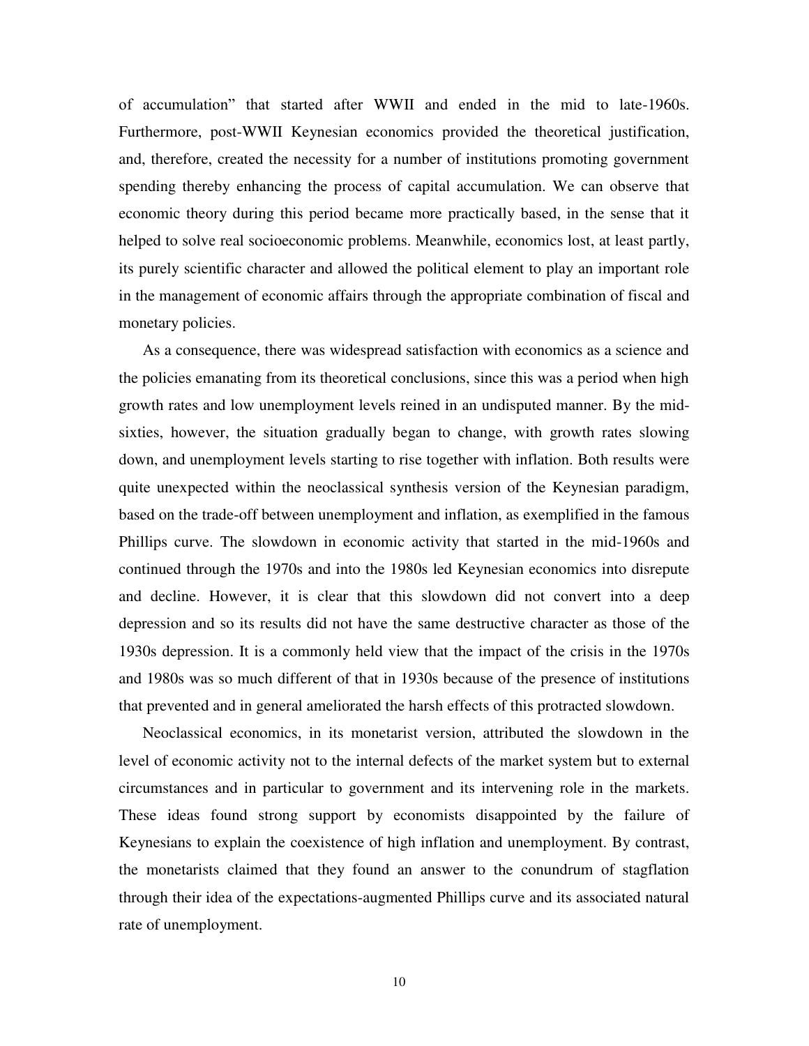of accumulation" that started after WWII and ended in the mid to late-1960s. Furthermore, post-WWII Keynesian economics provided the theoretical justification, and, therefore, created the necessity for a number of institutions promoting government spending thereby enhancing the process of capital accumulation. We can observe that economic theory during this period became more practically based, in the sense that it helped to solve real socioeconomic problems. Meanwhile, economics lost, at least partly, its purely scientific character and allowed the political element to play an important role in the management of economic affairs through the appropriate combination of fiscal and monetary policies.

As a consequence, there was widespread satisfaction with economics as a science and the policies emanating from its theoretical conclusions, since this was a period when high growth rates and low unemployment levels reined in an undisputed manner. By the mid-sixties, however, the situation gradually began to change, with growth rates slowing down, and unemployment levels starting to rise together with inflation. Both results were quite unexpected within the neoclassical synthesis version of the Keynesian paradigm, based on the trade-off between unemployment and inflation, as exemplified in the famous Phillips curve. The slowdown in economic activity that started in the mid-1960s and continued through the 1970s and into the 1980s led Keynesian economics into disrepute and decline. However, it is clear that this slowdown did not convert into a deep depression and so its results did not have the same destructive character as those of the 1930s depression. It is a commonly held view that the impact of the crisis in the 1970s and 1980s was so much different of that in 1930s because of the presence of institutions that prevented and in general ameliorated the harsh effects of this protracted slowdown.

Neoclassical economics, in its monetarist version, attributed the slowdown in the level of economic activity not to the internal defects of the market system but to external circumstances and in particular to government and its intervening role in the markets. These ideas found strong support by economists disappointed by the failure of Keynesians to explain the coexistence of high inflation and unemployment. By contrast, the monetarists claimed that they found an answer to the conundrum of stagflation through their idea of the expectations-augmented Phillips curve and its associated natural rate of unemployment.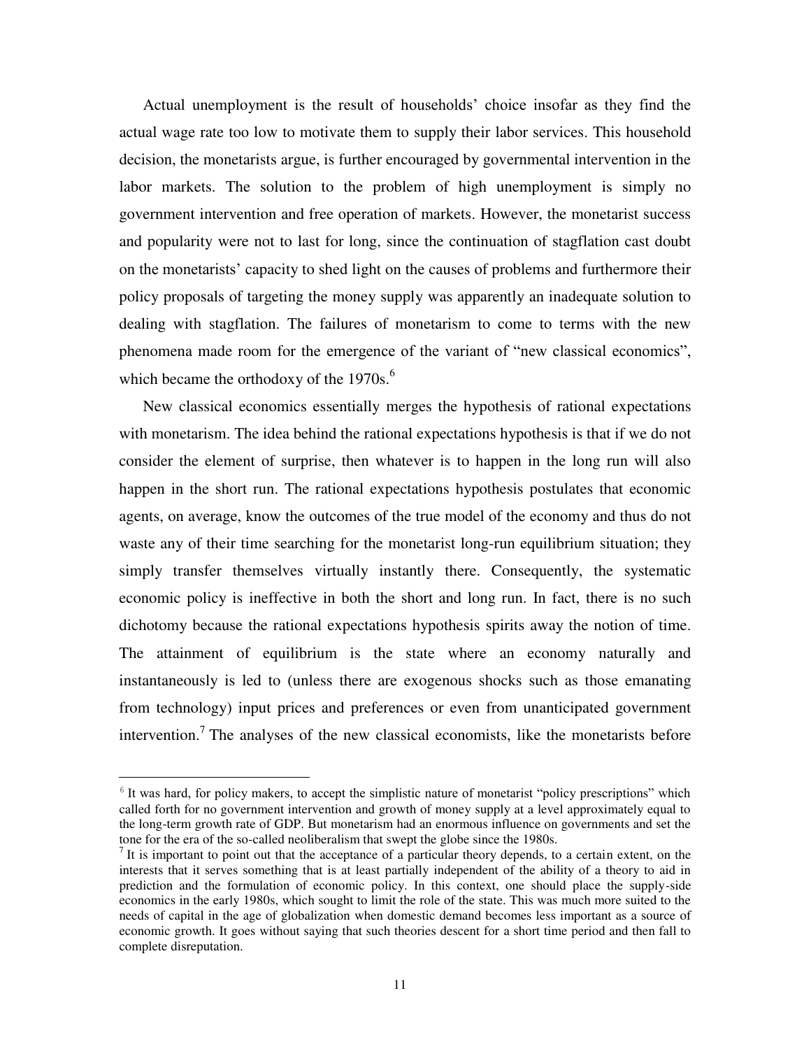Actual unemployment is the result of households' choice insofar as they find the actual wage rate too low to motivate them to supply their labor services. This household decision, the monetarists argue, is further encouraged by governmental intervention in the labor markets. The solution to the problem of high unemployment is simply no government intervention and free operation of markets. However, the monetarist success and popularity were not to last for long, since the continuation of stagflation cast doubt on the monetarists' capacity to shed light on the causes of problems and furthermore their policy proposals of targeting the money supply was apparently an inadequate solution to dealing with stagflation. The failures of monetarism to come to terms with the new phenomena made room for the emergence of the variant of "new classical economics", which became the orthodoxy of the 1970s.[6]

New classical economics essentially merges the hypothesis of rational expectations with monetarism. The idea behind the rational expectations hypothesis is that if we do not consider the element of surprise, then whatever is to happen in the long run will also happen in the short run. The rational expectations hypothesis postulates that economic agents, on average, know the outcomes of the true model of the economy and thus do not waste any of their time searching for the monetarist long-run equilibrium situation; they simply transfer themselves virtually instantly there. Consequently, the systematic economic policy is ineffective in both the short and long run. In fact, there is no such dichotomy because the rational expectations hypothesis spirits away the notion of time. The attainment of equilibrium is the state where an economy naturally and instantaneously is led to (unless there are exogenous shocks such as those emanating from technology) input prices and preferences or even from unanticipated government intervention.[7] The analyses of the new classical economists, like the monetarists before

---

[6] It was hard, for policy makers, to accept the simplistic nature of monetarist "policy prescriptions" which called forth for no government intervention and growth of money supply at a level approximately equal to the long-term growth rate of GDP. But monetarism had an enormous influence on governments and set the tone for the era of the so-called neoliberalism that swept the globe since the 1980s.

[7] It is important to point out that the acceptance of a particular theory depends, to a certain extent, on the interests that it serves something that is at least partially independent of the ability of a theory to aid in prediction and the formulation of economic policy. In this context, one should place the supply-side economics in the early 1980s, which sought to limit the role of the state. This was much more suited to the needs of capital in the age of globalization when domestic demand becomes less important as a source of economic growth. It goes without saying that such theories descent for a short time period and then fall to complete disreputation.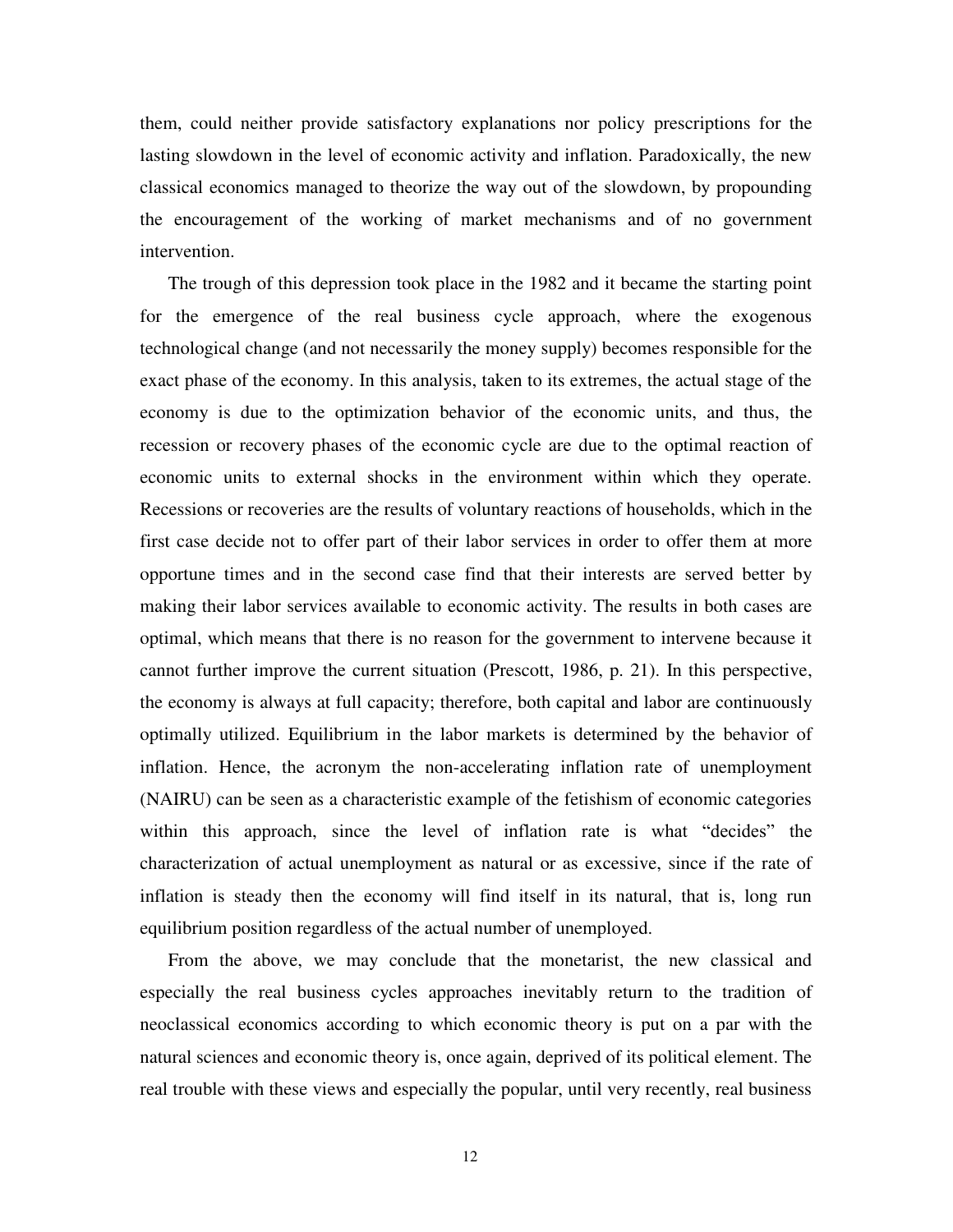them, could neither provide satisfactory explanations nor policy prescriptions for the lasting slowdown in the level of economic activity and inflation. Paradoxically, the new classical economics managed to theorize the way out of the slowdown, by propounding the encouragement of the working of market mechanisms and of no government intervention.

The trough of this depression took place in the 1982 and it became the starting point for the emergence of the real business cycle approach, where the exogenous technological change (and not necessarily the money supply) becomes responsible for the exact phase of the economy. In this analysis, taken to its extremes, the actual stage of the economy is due to the optimization behavior of the economic units, and thus, the recession or recovery phases of the economic cycle are due to the optimal reaction of economic units to external shocks in the environment within which they operate. Recessions or recoveries are the results of voluntary reactions of households, which in the first case decide not to offer part of their labor services in order to offer them at more opportune times and in the second case find that their interests are served better by making their labor services available to economic activity. The results in both cases are optimal, which means that there is no reason for the government to intervene because it cannot further improve the current situation (Prescott, 1986, p. 21). In this perspective, the economy is always at full capacity; therefore, both capital and labor are continuously optimally utilized. Equilibrium in the labor markets is determined by the behavior of inflation. Hence, the acronym the non-accelerating inflation rate of unemployment (NAIRU) can be seen as a characteristic example of the fetishism of economic categories within this approach, since the level of inflation rate is what "decides" the characterization of actual unemployment as natural or as excessive, since if the rate of inflation is steady then the economy will find itself in its natural, that is, long run equilibrium position regardless of the actual number of unemployed.

From the above, we may conclude that the monetarist, the new classical and especially the real business cycles approaches inevitably return to the tradition of neoclassical economics according to which economic theory is put on a par with the natural sciences and economic theory is, once again, deprived of its political element. The real trouble with these views and especially the popular, until very recently, real business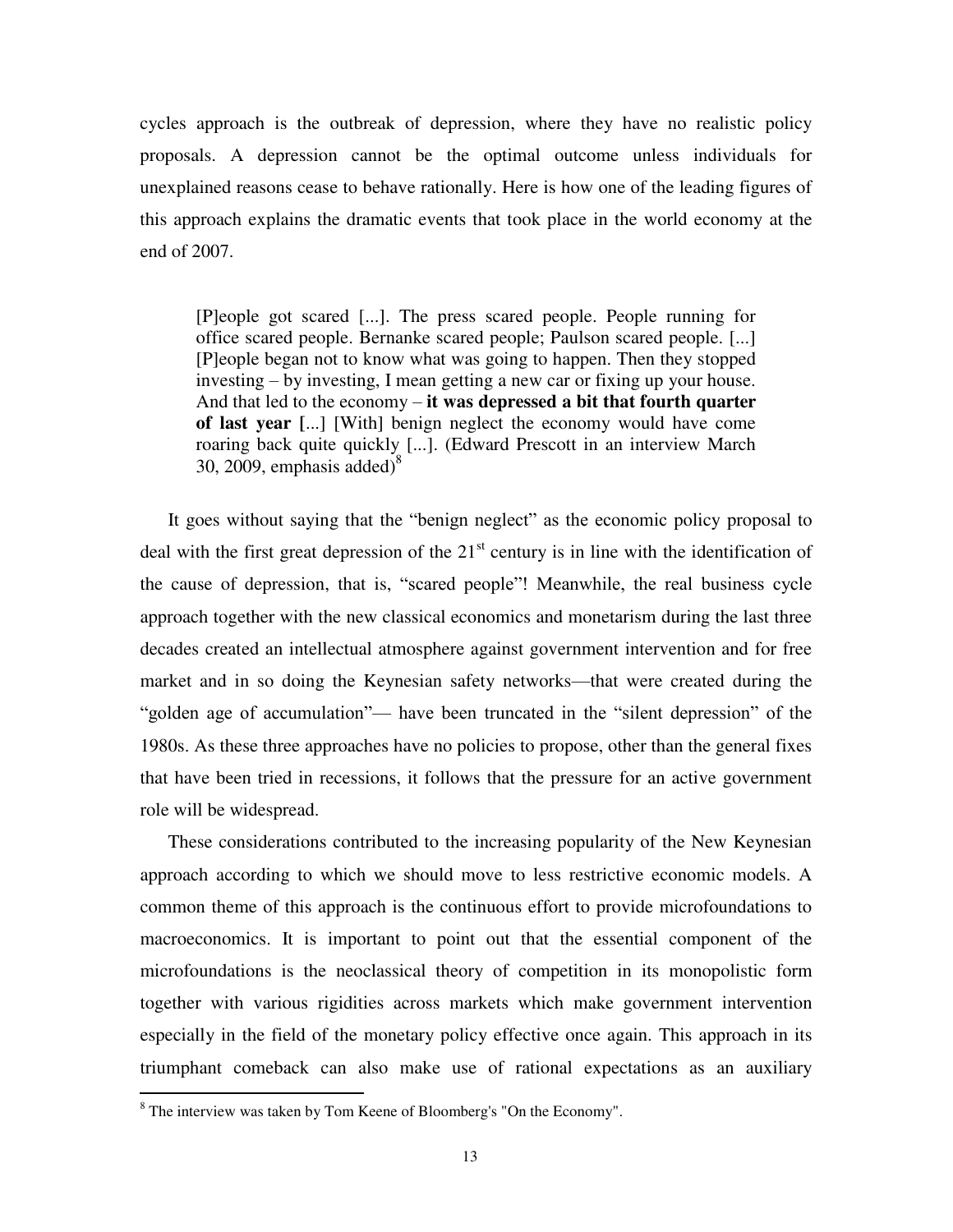cycles approach is the outbreak of depression, where they have no realistic policy proposals. A depression cannot be the optimal outcome unless individuals for unexplained reasons cease to behave rationally. Here is how one of the leading figures of this approach explains the dramatic events that took place in the world economy at the end of 2007.

> [P]eople got scared [...]. The press scared people. People running for office scared people. Bernanke scared people; Paulson scared people. [...] [P]eople began not to know what was going to happen. Then they stopped investing – by investing, I mean getting a new car or fixing up your house. And that led to the economy – **it was depressed a bit that fourth quarter of last year [**...] [With] benign neglect the economy would have come roaring back quite quickly [...]. (Edward Prescott in an interview March 30, 2009, emphasis added)[8]

It goes without saying that the "benign neglect" as the economic policy proposal to deal with the first great depression of the 21st century is in line with the identification of the cause of depression, that is, "scared people"! Meanwhile, the real business cycle approach together with the new classical economics and monetarism during the last three decades created an intellectual atmosphere against government intervention and for free market and in so doing the Keynesian safety networks—that were created during the "golden age of accumulation"— have been truncated in the "silent depression" of the 1980s. As these three approaches have no policies to propose, other than the general fixes that have been tried in recessions, it follows that the pressure for an active government role will be widespread.

These considerations contributed to the increasing popularity of the New Keynesian approach according to which we should move to less restrictive economic models. A common theme of this approach is the continuous effort to provide microfoundations to macroeconomics. It is important to point out that the essential component of the microfoundations is the neoclassical theory of competition in its monopolistic form together with various rigidities across markets which make government intervention especially in the field of the monetary policy effective once again. This approach in its triumphant comeback can also make use of rational expectations as an auxiliary

[8] The interview was taken by Tom Keene of Bloomberg's "On the Economy".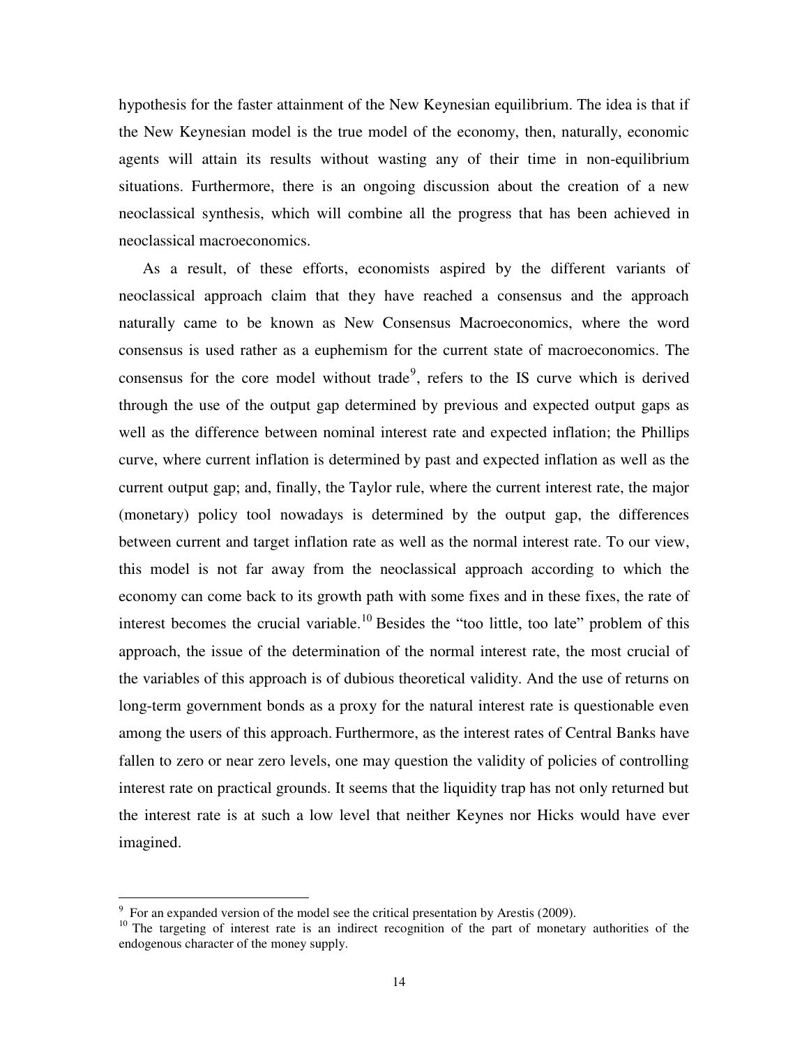hypothesis for the faster attainment of the New Keynesian equilibrium. The idea is that if the New Keynesian model is the true model of the economy, then, naturally, economic agents will attain its results without wasting any of their time in non-equilibrium situations. Furthermore, there is an ongoing discussion about the creation of a new neoclassical synthesis, which will combine all the progress that has been achieved in neoclassical macroeconomics.

As a result, of these efforts, economists aspired by the different variants of neoclassical approach claim that they have reached a consensus and the approach naturally came to be known as New Consensus Macroeconomics, where the word consensus is used rather as a euphemism for the current state of macroeconomics. The consensus for the core model without trade[9], refers to the IS curve which is derived through the use of the output gap determined by previous and expected output gaps as well as the difference between nominal interest rate and expected inflation; the Phillips curve, where current inflation is determined by past and expected inflation as well as the current output gap; and, finally, the Taylor rule, where the current interest rate, the major (monetary) policy tool nowadays is determined by the output gap, the differences between current and target inflation rate as well as the normal interest rate. To our view, this model is not far away from the neoclassical approach according to which the economy can come back to its growth path with some fixes and in these fixes, the rate of interest becomes the crucial variable.[10] Besides the "too little, too late" problem of this approach, the issue of the determination of the normal interest rate, the most crucial of the variables of this approach is of dubious theoretical validity. And the use of returns on long-term government bonds as a proxy for the natural interest rate is questionable even among the users of this approach. Furthermore, as the interest rates of Central Banks have fallen to zero or near zero levels, one may question the validity of policies of controlling interest rate on practical grounds. It seems that the liquidity trap has not only returned but the interest rate is at such a low level that neither Keynes nor Hicks would have ever imagined.

---

[9] For an expanded version of the model see the critical presentation by Arestis (2009).

[10] The targeting of interest rate is an indirect recognition of the part of monetary authorities of the endogenous character of the money supply.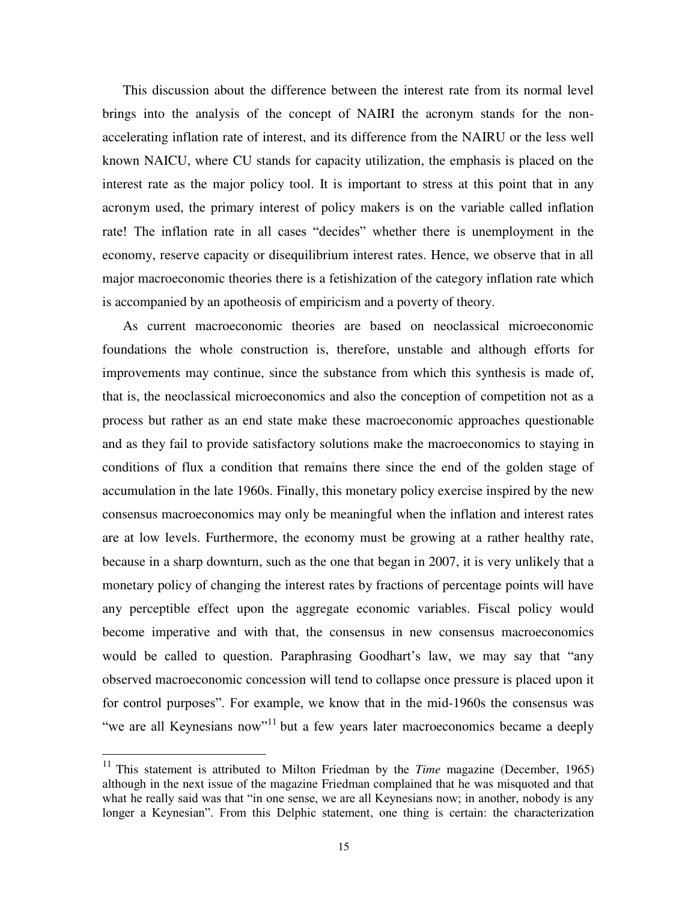This discussion about the difference between the interest rate from its normal level brings into the analysis of the concept of NAIRI the acronym stands for the non-accelerating inflation rate of interest, and its difference from the NAIRU or the less well known NAICU, where CU stands for capacity utilization, the emphasis is placed on the interest rate as the major policy tool. It is important to stress at this point that in any acronym used, the primary interest of policy makers is on the variable called inflation rate! The inflation rate in all cases "decides" whether there is unemployment in the economy, reserve capacity or disequilibrium interest rates. Hence, we observe that in all major macroeconomic theories there is a fetishization of the category inflation rate which is accompanied by an apotheosis of empiricism and a poverty of theory.

As current macroeconomic theories are based on neoclassical microeconomic foundations the whole construction is, therefore, unstable and although efforts for improvements may continue, since the substance from which this synthesis is made of, that is, the neoclassical microeconomics and also the conception of competition not as a process but rather as an end state make these macroeconomic approaches questionable and as they fail to provide satisfactory solutions make the macroeconomics to staying in conditions of flux a condition that remains there since the end of the golden stage of accumulation in the late 1960s. Finally, this monetary policy exercise inspired by the new consensus macroeconomics may only be meaningful when the inflation and interest rates are at low levels. Furthermore, the economy must be growing at a rather healthy rate, because in a sharp downturn, such as the one that began in 2007, it is very unlikely that a monetary policy of changing the interest rates by fractions of percentage points will have any perceptible effect upon the aggregate economic variables. Fiscal policy would become imperative and with that, the consensus in new consensus macroeconomics would be called to question. Paraphrasing Goodhart's law, we may say that "any observed macroeconomic concession will tend to collapse once pressure is placed upon it for control purposes". For example, we know that in the mid-1960s the consensus was "we are all Keynesians now"[11] but a few years later macroeconomics became a deeply

---

[11] This statement is attributed to Milton Friedman by the *Time* magazine (December, 1965) although in the next issue of the magazine Friedman complained that he was misquoted and that what he really said was that "in one sense, we are all Keynesians now; in another, nobody is any longer a Keynesian". From this Delphic statement, one thing is certain: the characterization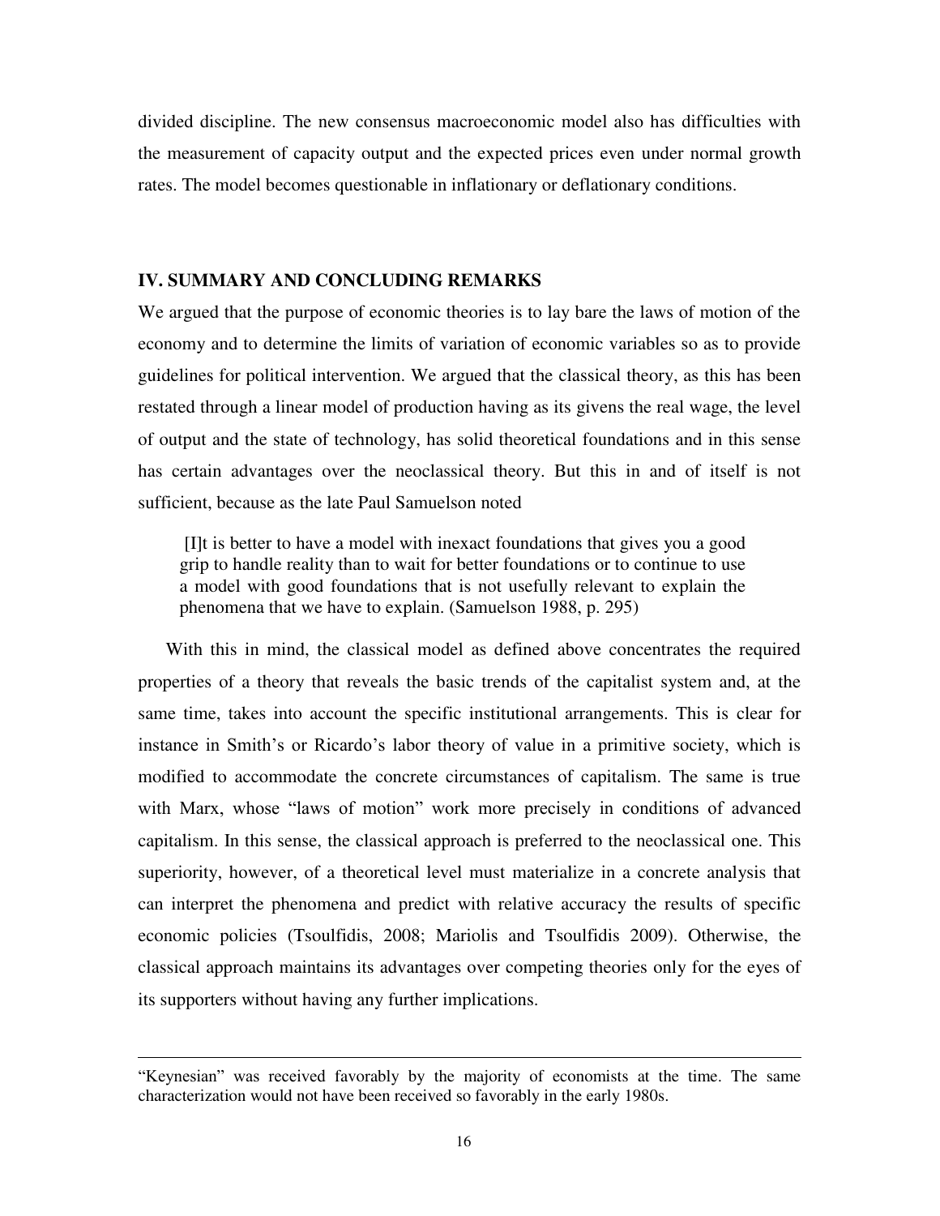divided discipline. The new consensus macroeconomic model also has difficulties with the measurement of capacity output and the expected prices even under normal growth rates. The model becomes questionable in inflationary or deflationary conditions.

## IV. SUMMARY AND CONCLUDING REMARKS

We argued that the purpose of economic theories is to lay bare the laws of motion of the economy and to determine the limits of variation of economic variables so as to provide guidelines for political intervention. We argued that the classical theory, as this has been restated through a linear model of production having as its givens the real wage, the level of output and the state of technology, has solid theoretical foundations and in this sense has certain advantages over the neoclassical theory. But this in and of itself is not sufficient, because as the late Paul Samuelson noted

> [I]t is better to have a model with inexact foundations that gives you a good grip to handle reality than to wait for better foundations or to continue to use a model with good foundations that is not usefully relevant to explain the phenomena that we have to explain. (Samuelson 1988, p. 295)

With this in mind, the classical model as defined above concentrates the required properties of a theory that reveals the basic trends of the capitalist system and, at the same time, takes into account the specific institutional arrangements. This is clear for instance in Smith's or Ricardo's labor theory of value in a primitive society, which is modified to accommodate the concrete circumstances of capitalism. The same is true with Marx, whose "laws of motion" work more precisely in conditions of advanced capitalism. In this sense, the classical approach is preferred to the neoclassical one. This superiority, however, of a theoretical level must materialize in a concrete analysis that can interpret the phenomena and predict with relative accuracy the results of specific economic policies (Tsoulfidis, 2008; Mariolis and Tsoulfidis 2009). Otherwise, the classical approach maintains its advantages over competing theories only for the eyes of its supporters without having any further implications.

---

"Keynesian" was received favorably by the majority of economists at the time. The same characterization would not have been received so favorably in the early 1980s.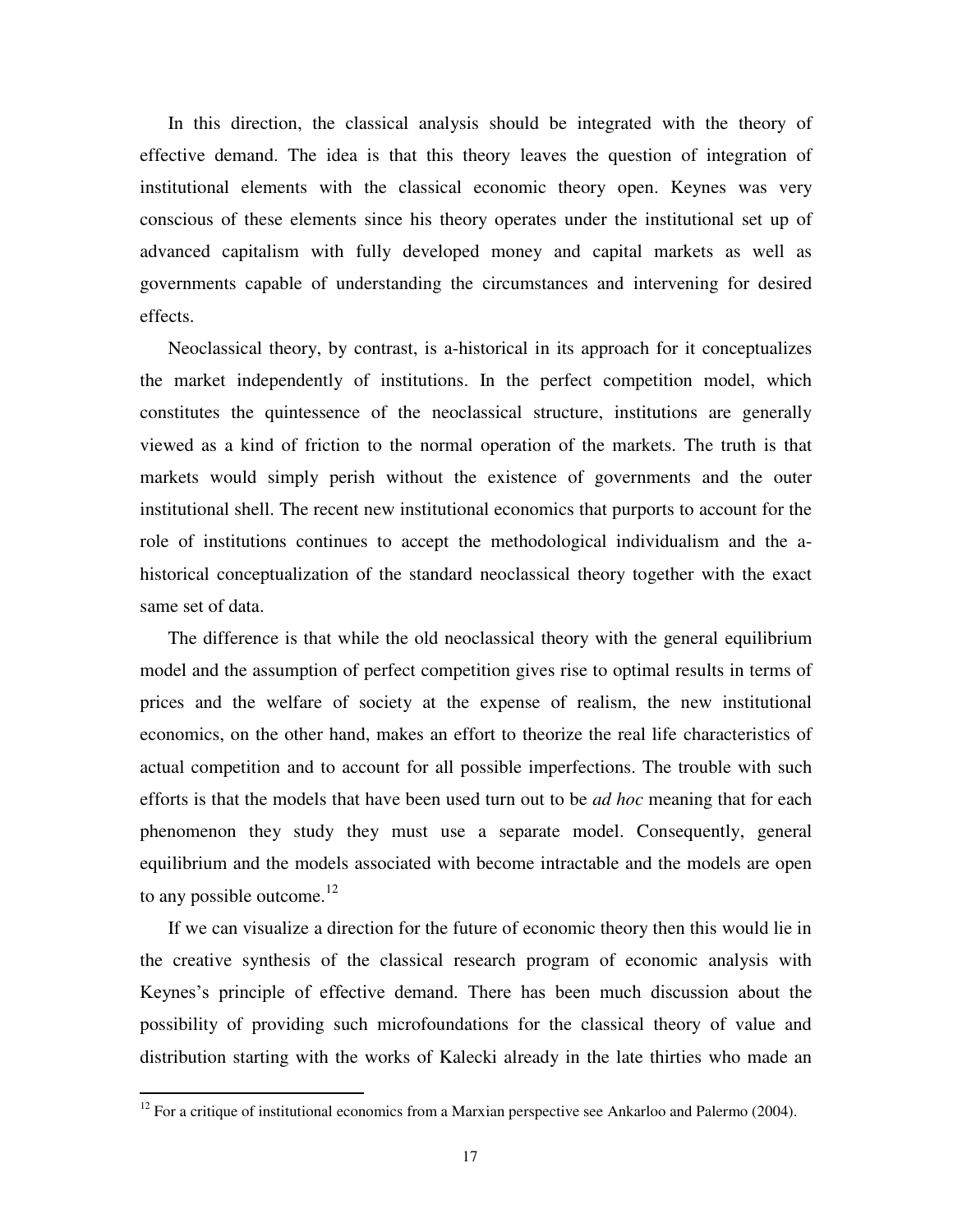In this direction, the classical analysis should be integrated with the theory of effective demand. The idea is that this theory leaves the question of integration of institutional elements with the classical economic theory open. Keynes was very conscious of these elements since his theory operates under the institutional set up of advanced capitalism with fully developed money and capital markets as well as governments capable of understanding the circumstances and intervening for desired effects.

Neoclassical theory, by contrast, is a-historical in its approach for it conceptualizes the market independently of institutions. In the perfect competition model, which constitutes the quintessence of the neoclassical structure, institutions are generally viewed as a kind of friction to the normal operation of the markets. The truth is that markets would simply perish without the existence of governments and the outer institutional shell. The recent new institutional economics that purports to account for the role of institutions continues to accept the methodological individualism and the a-historical conceptualization of the standard neoclassical theory together with the exact same set of data.

The difference is that while the old neoclassical theory with the general equilibrium model and the assumption of perfect competition gives rise to optimal results in terms of prices and the welfare of society at the expense of realism, the new institutional economics, on the other hand, makes an effort to theorize the real life characteristics of actual competition and to account for all possible imperfections. The trouble with such efforts is that the models that have been used turn out to be *ad hoc* meaning that for each phenomenon they study they must use a separate model. Consequently, general equilibrium and the models associated with become intractable and the models are open to any possible outcome.[12]

If we can visualize a direction for the future of economic theory then this would lie in the creative synthesis of the classical research program of economic analysis with Keynes's principle of effective demand. There has been much discussion about the possibility of providing such microfoundations for the classical theory of value and distribution starting with the works of Kalecki already in the late thirties who made an

[12] For a critique of institutional economics from a Marxian perspective see Ankarloo and Palermo (2004).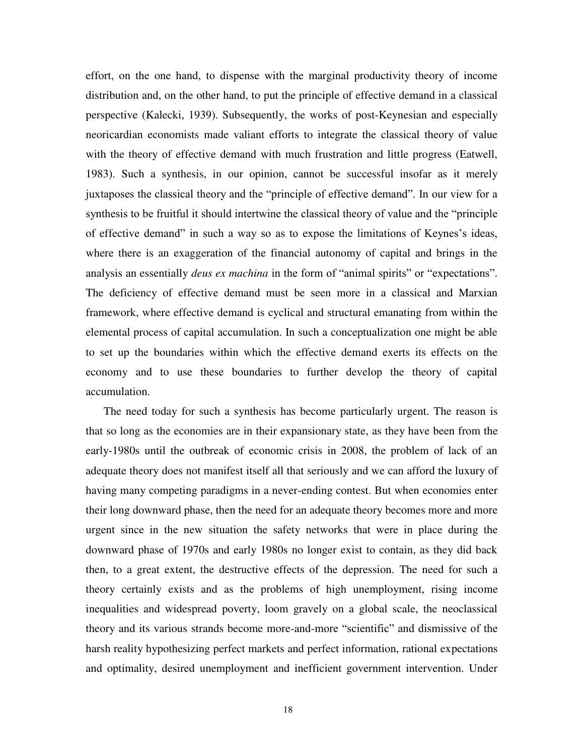effort, on the one hand, to dispense with the marginal productivity theory of income distribution and, on the other hand, to put the principle of effective demand in a classical perspective (Kalecki, 1939). Subsequently, the works of post-Keynesian and especially neoricardian economists made valiant efforts to integrate the classical theory of value with the theory of effective demand with much frustration and little progress (Eatwell, 1983). Such a synthesis, in our opinion, cannot be successful insofar as it merely juxtaposes the classical theory and the "principle of effective demand". In our view for a synthesis to be fruitful it should intertwine the classical theory of value and the "principle of effective demand" in such a way so as to expose the limitations of Keynes's ideas, where there is an exaggeration of the financial autonomy of capital and brings in the analysis an essentially *deus ex machina* in the form of "animal spirits" or "expectations". The deficiency of effective demand must be seen more in a classical and Marxian framework, where effective demand is cyclical and structural emanating from within the elemental process of capital accumulation. In such a conceptualization one might be able to set up the boundaries within which the effective demand exerts its effects on the economy and to use these boundaries to further develop the theory of capital accumulation.

The need today for such a synthesis has become particularly urgent. The reason is that so long as the economies are in their expansionary state, as they have been from the early-1980s until the outbreak of economic crisis in 2008, the problem of lack of an adequate theory does not manifest itself all that seriously and we can afford the luxury of having many competing paradigms in a never-ending contest. But when economies enter their long downward phase, then the need for an adequate theory becomes more and more urgent since in the new situation the safety networks that were in place during the downward phase of 1970s and early 1980s no longer exist to contain, as they did back then, to a great extent, the destructive effects of the depression. The need for such a theory certainly exists and as the problems of high unemployment, rising income inequalities and widespread poverty, loom gravely on a global scale, the neoclassical theory and its various strands become more-and-more "scientific" and dismissive of the harsh reality hypothesizing perfect markets and perfect information, rational expectations and optimality, desired unemployment and inefficient government intervention. Under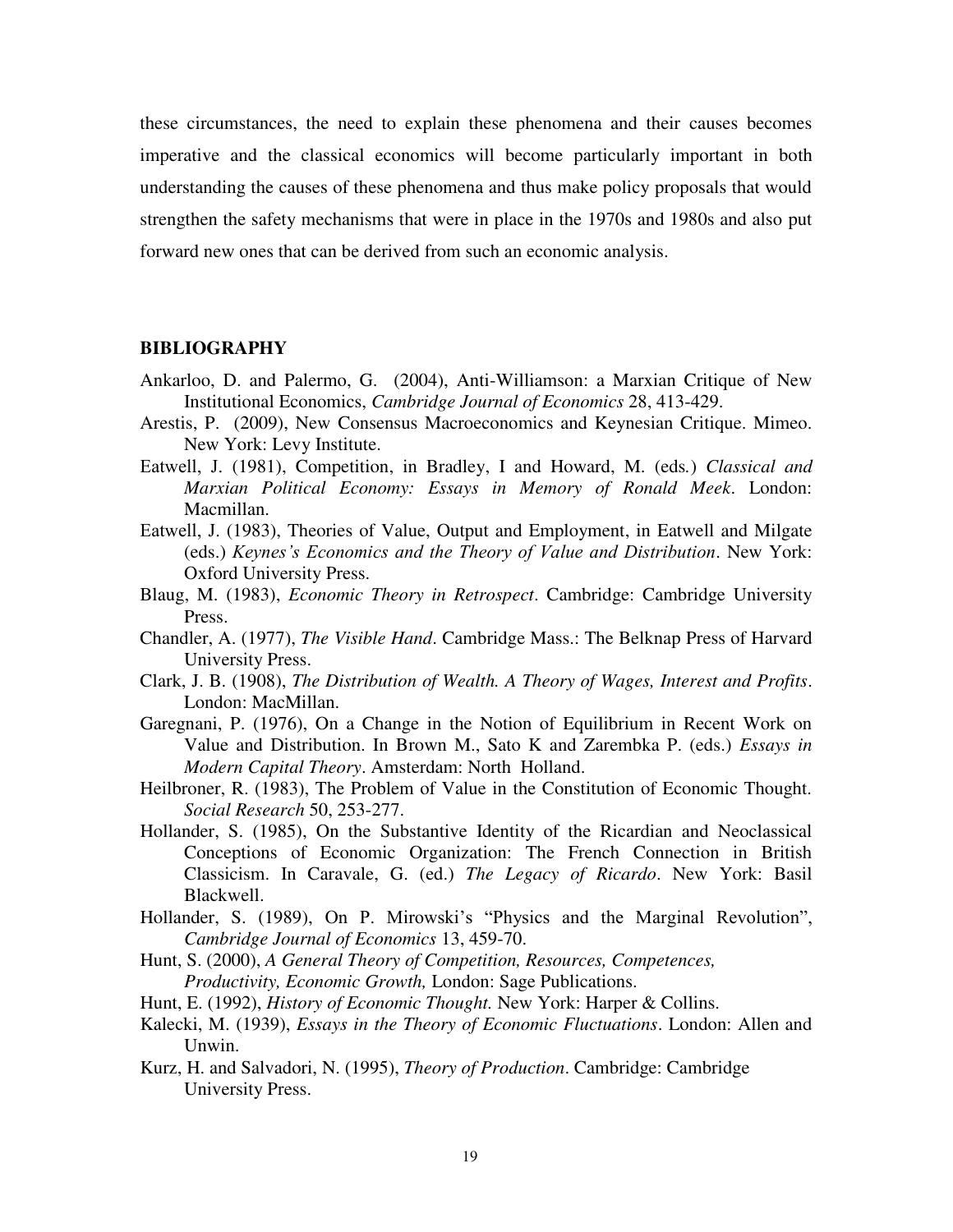these circumstances, the need to explain these phenomena and their causes becomes imperative and the classical economics will become particularly important in both understanding the causes of these phenomena and thus make policy proposals that would strengthen the safety mechanisms that were in place in the 1970s and 1980s and also put forward new ones that can be derived from such an economic analysis.

## BIBLIOGRAPHY

Ankarloo, D. and Palermo, G. (2004), Anti-Williamson: a Marxian Critique of New Institutional Economics, *Cambridge Journal of Economics* 28, 413-429.

Arestis, P. (2009), New Consensus Macroeconomics and Keynesian Critique. Mimeo. New York: Levy Institute.

Eatwell, J. (1981), Competition, in Bradley, I and Howard, M. (eds.) *Classical and Marxian Political Economy: Essays in Memory of Ronald Meek*. London: Macmillan.

Eatwell, J. (1983), Theories of Value, Output and Employment, in Eatwell and Milgate (eds.) *Keynes's Economics and the Theory of Value and Distribution*. New York: Oxford University Press.

Blaug, M. (1983), *Economic Theory in Retrospect*. Cambridge: Cambridge University Press.

Chandler, A. (1977), *The Visible Hand*. Cambridge Mass.: The Belknap Press of Harvard University Press.

Clark, J. B. (1908), *The Distribution of Wealth. A Theory of Wages, Interest and Profits*. London: MacMillan.

Garegnani, P. (1976), On a Change in the Notion of Equilibrium in Recent Work on Value and Distribution. In Brown M., Sato K and Zarembka P. (eds.) *Essays in Modern Capital Theory*. Amsterdam: North Holland.

Heilbroner, R. (1983), The Problem of Value in the Constitution of Economic Thought. *Social Research* 50, 253-277.

Hollander, S. (1985), On the Substantive Identity of the Ricardian and Neoclassical Conceptions of Economic Organization: The French Connection in British Classicism. In Caravale, G. (ed.) *The Legacy of Ricardo*. New York: Basil Blackwell.

Hollander, S. (1989), On P. Mirowski's "Physics and the Marginal Revolution", *Cambridge Journal of Economics* 13, 459-70.

Hunt, S. (2000), *A General Theory of Competition, Resources, Competences, Productivity, Economic Growth,* London: Sage Publications.

Hunt, E. (1992), *History of Economic Thought.* New York: Harper & Collins.

Kalecki, M. (1939), *Essays in the Theory of Economic Fluctuations*. London: Allen and Unwin.

Kurz, H. and Salvadori, N. (1995), *Theory of Production*. Cambridge: Cambridge University Press.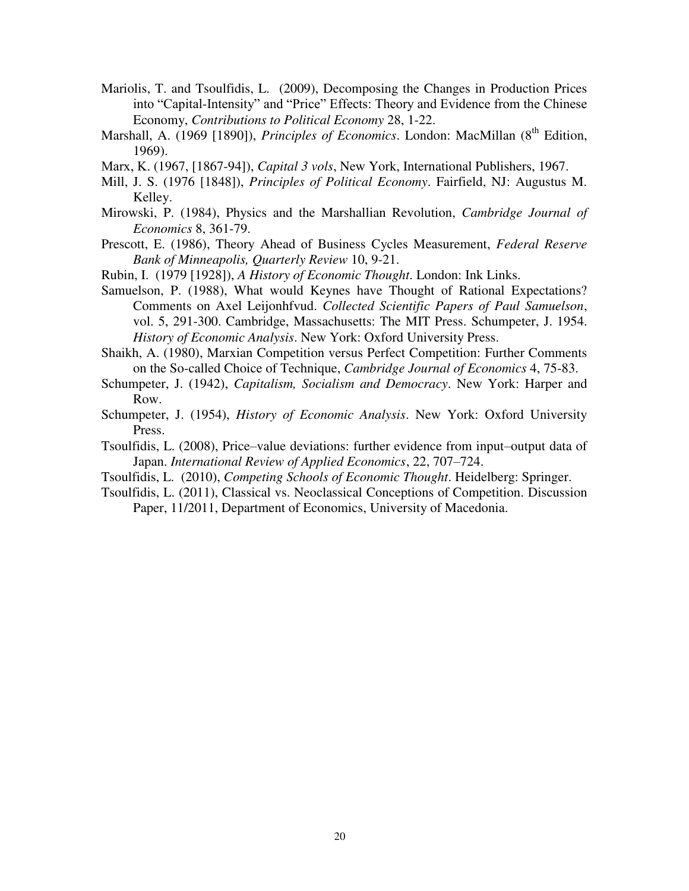Mariolis, T. and Tsoulfidis, L. (2009), Decomposing the Changes in Production Prices into "Capital-Intensity" and "Price" Effects: Theory and Evidence from the Chinese Economy, *Contributions to Political Economy* 28, 1-22.

Marshall, A. (1969 [1890]), *Principles of Economics*. London: MacMillan (8th Edition, 1969).

Marx, K. (1967, [1867-94]), *Capital 3 vols*, New York, International Publishers, 1967.

Mill, J. S. (1976 [1848]), *Principles of Political Economy*. Fairfield, NJ: Augustus M. Kelley.

Mirowski, P. (1984), Physics and the Marshallian Revolution, *Cambridge Journal of Economics* 8, 361-79.

Prescott, E. (1986), Theory Ahead of Business Cycles Measurement, *Federal Reserve Bank of Minneapolis, Quarterly Review* 10, 9-21.

Rubin, I. (1979 [1928]), *A History of Economic Thought*. London: Ink Links.

Samuelson, P. (1988), What would Keynes have Thought of Rational Expectations? Comments on Axel Leijonhfvud. *Collected Scientific Papers of Paul Samuelson*, vol. 5, 291-300. Cambridge, Massachusetts: The MIT Press. Schumpeter, J. 1954. *History of Economic Analysis*. New York: Oxford University Press.

Shaikh, A. (1980), Marxian Competition versus Perfect Competition: Further Comments on the So-called Choice of Technique, *Cambridge Journal of Economics* 4, 75-83.

Schumpeter, J. (1942), *Capitalism, Socialism and Democracy*. New York: Harper and Row.

Schumpeter, J. (1954), *History of Economic Analysis*. New York: Oxford University Press.

Tsoulfidis, L. (2008), Price–value deviations: further evidence from input–output data of Japan. *International Review of Applied Economics*, 22, 707–724.

Tsoulfidis, L. (2010), *Competing Schools of Economic Thought*. Heidelberg: Springer.

Tsoulfidis, L. (2011), Classical vs. Neoclassical Conceptions of Competition. Discussion Paper, 11/2011, Department of Economics, University of Macedonia.